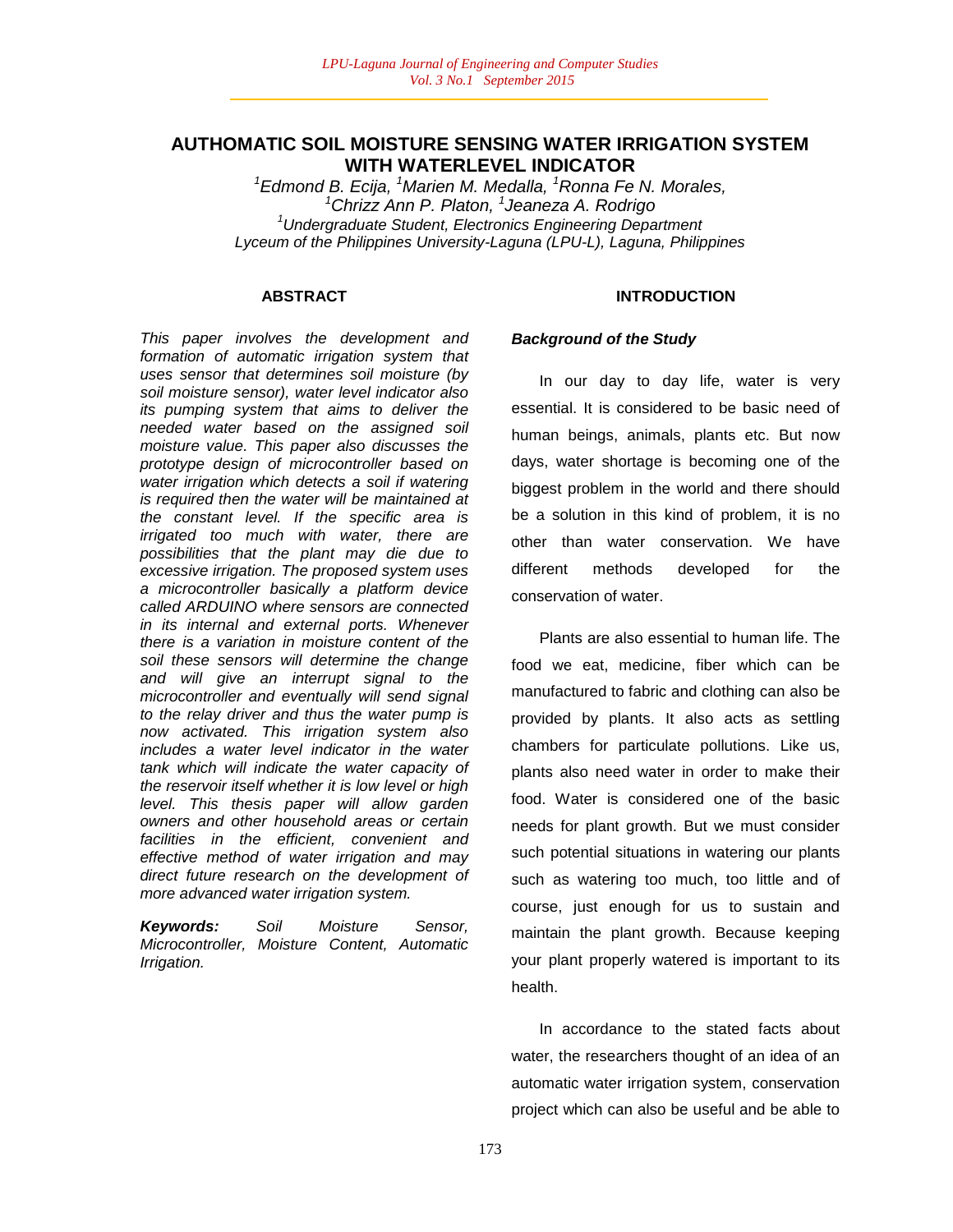# AUTHOMATIC SOIL MOISTURE SENSING WATER IRRIGATION SYSTEM WITH WATERLEVEL INDICATOR

*[1]Edmond B. Ecija, [1]Marien M. Medalla, [1]Ronna Fe N. Morales, [1]Chrizz Ann P. Platon, [1]Jeaneza A. Rodrigo*

*[1]Undergraduate Student, Electronics Engineering Department*
*Lyceum of the Philippines University-Laguna (LPU-L), Laguna, Philippines*

## ABSTRACT

*This paper involves the development and formation of automatic irrigation system that uses sensor that determines soil moisture (by soil moisture sensor), water level indicator also its pumping system that aims to deliver the needed water based on the assigned soil moisture value. This paper also discusses the prototype design of microcontroller based on water irrigation which detects a soil if watering is required then the water will be maintained at the constant level. If the specific area is irrigated too much with water, there are possibilities that the plant may die due to excessive irrigation. The proposed system uses a microcontroller basically a platform device called ARDUINO where sensors are connected in its internal and external ports. Whenever there is a variation in moisture content of the soil these sensors will determine the change and will give an interrupt signal to the microcontroller and eventually will send signal to the relay driver and thus the water pump is now activated. This irrigation system also includes a water level indicator in the water tank which will indicate the water capacity of the reservoir itself whether it is low level or high level. This thesis paper will allow garden owners and other household areas or certain facilities in the efficient, convenient and effective method of water irrigation and may direct future research on the development of more advanced water irrigation system.*

***Keywords:*** *Soil Moisture Sensor, Microcontroller, Moisture Content, Automatic Irrigation.*

## INTRODUCTION

### *Background of the Study*

In our day to day life, water is very essential. It is considered to be basic need of human beings, animals, plants etc. But now days, water shortage is becoming one of the biggest problem in the world and there should be a solution in this kind of problem, it is no other than water conservation. We have different methods developed for the conservation of water.

Plants are also essential to human life. The food we eat, medicine, fiber which can be manufactured to fabric and clothing can also be provided by plants. It also acts as settling chambers for particulate pollutions. Like us, plants also need water in order to make their food. Water is considered one of the basic needs for plant growth. But we must consider such potential situations in watering our plants such as watering too much, too little and of course, just enough for us to sustain and maintain the plant growth. Because keeping your plant properly watered is important to its health.

In accordance to the stated facts about water, the researchers thought of an idea of an automatic water irrigation system, conservation project which can also be useful and be able to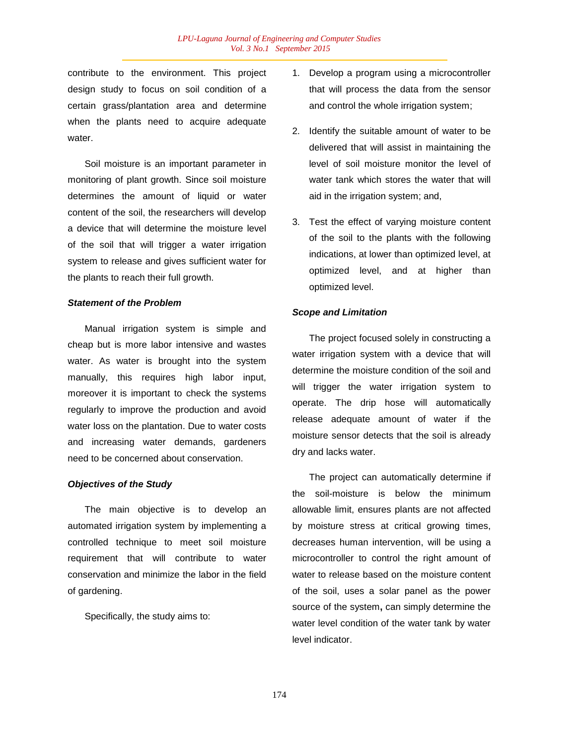contribute to the environment. This project design study to focus on soil condition of a certain grass/plantation area and determine when the plants need to acquire adequate water.

Soil moisture is an important parameter in monitoring of plant growth. Since soil moisture determines the amount of liquid or water content of the soil, the researchers will develop a device that will determine the moisture level of the soil that will trigger a water irrigation system to release and gives sufficient water for the plants to reach their full growth.

### *Statement of the Problem*

Manual irrigation system is simple and cheap but is more labor intensive and wastes water. As water is brought into the system manually, this requires high labor input, moreover it is important to check the systems regularly to improve the production and avoid water loss on the plantation. Due to water costs and increasing water demands, gardeners need to be concerned about conservation.

### *Objectives of the Study*

The main objective is to develop an automated irrigation system by implementing a controlled technique to meet soil moisture requirement that will contribute to water conservation and minimize the labor in the field of gardening.

Specifically, the study aims to:

1. Develop a program using a microcontroller that will process the data from the sensor and control the whole irrigation system;
2. Identify the suitable amount of water to be delivered that will assist in maintaining the level of soil moisture monitor the level of water tank which stores the water that will aid in the irrigation system; and,
3. Test the effect of varying moisture content of the soil to the plants with the following indications, at lower than optimized level, at optimized level, and at higher than optimized level.

### *Scope and Limitation*

The project focused solely in constructing a water irrigation system with a device that will determine the moisture condition of the soil and will trigger the water irrigation system to operate. The drip hose will automatically release adequate amount of water if the moisture sensor detects that the soil is already dry and lacks water.

The project can automatically determine if the soil-moisture is below the minimum allowable limit, ensures plants are not affected by moisture stress at critical growing times, decreases human intervention, will be using a microcontroller to control the right amount of water to release based on the moisture content of the soil, uses a solar panel as the power source of the system**,** can simply determine the water level condition of the water tank by water level indicator.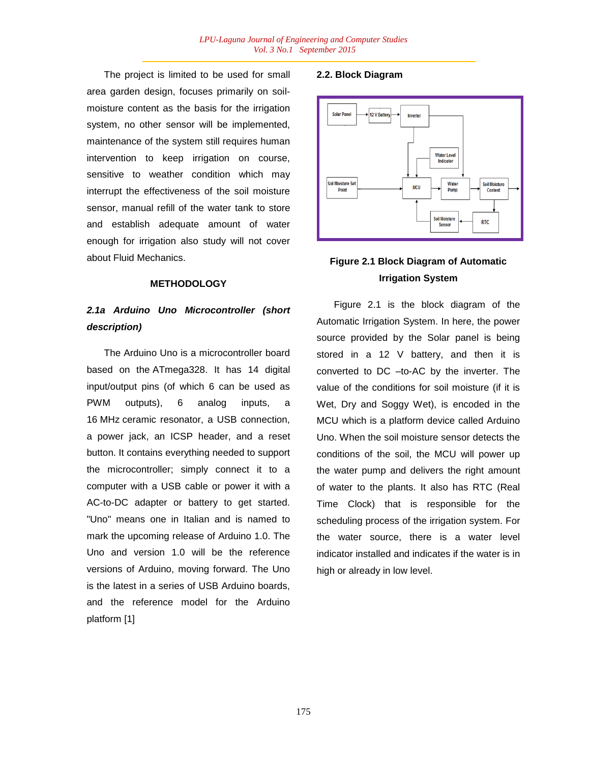The project is limited to be used for small area garden design, focuses primarily on soil-moisture content as the basis for the irrigation system, no other sensor will be implemented, maintenance of the system still requires human intervention to keep irrigation on course, sensitive to weather condition which may interrupt the effectiveness of the soil moisture sensor, manual refill of the water tank to store and establish adequate amount of water enough for irrigation also study will not cover about Fluid Mechanics.

## METHODOLOGY

### *2.1a Arduino Uno Microcontroller (short description)*

The Arduino Uno is a microcontroller board based on the ATmega328. It has 14 digital input/output pins (of which 6 can be used as PWM outputs), 6 analog inputs, a 16 MHz ceramic resonator, a USB connection, a power jack, an ICSP header, and a reset button. It contains everything needed to support the microcontroller; simply connect it to a computer with a USB cable or power it with a AC-to-DC adapter or battery to get started. "Uno" means one in Italian and is named to mark the upcoming release of Arduino 1.0. The Uno and version 1.0 will be the reference versions of Arduino, moving forward. The Uno is the latest in a series of USB Arduino boards, and the reference model for the Arduino platform [1]

### 2.2. Block Diagram

**Figure 2.1 Block Diagram of Automatic Irrigation System**

Figure 2.1 is the block diagram of the Automatic Irrigation System. In here, the power source provided by the Solar panel is being stored in a 12 V battery, and then it is converted to DC –to-AC by the inverter. The value of the conditions for soil moisture (if it is Wet, Dry and Soggy Wet), is encoded in the MCU which is a platform device called Arduino Uno. When the soil moisture sensor detects the conditions of the soil, the MCU will power up the water pump and delivers the right amount of water to the plants. It also has RTC (Real Time Clock) that is responsible for the scheduling process of the irrigation system. For the water source, there is a water level indicator installed and indicates if the water is in high or already in low level.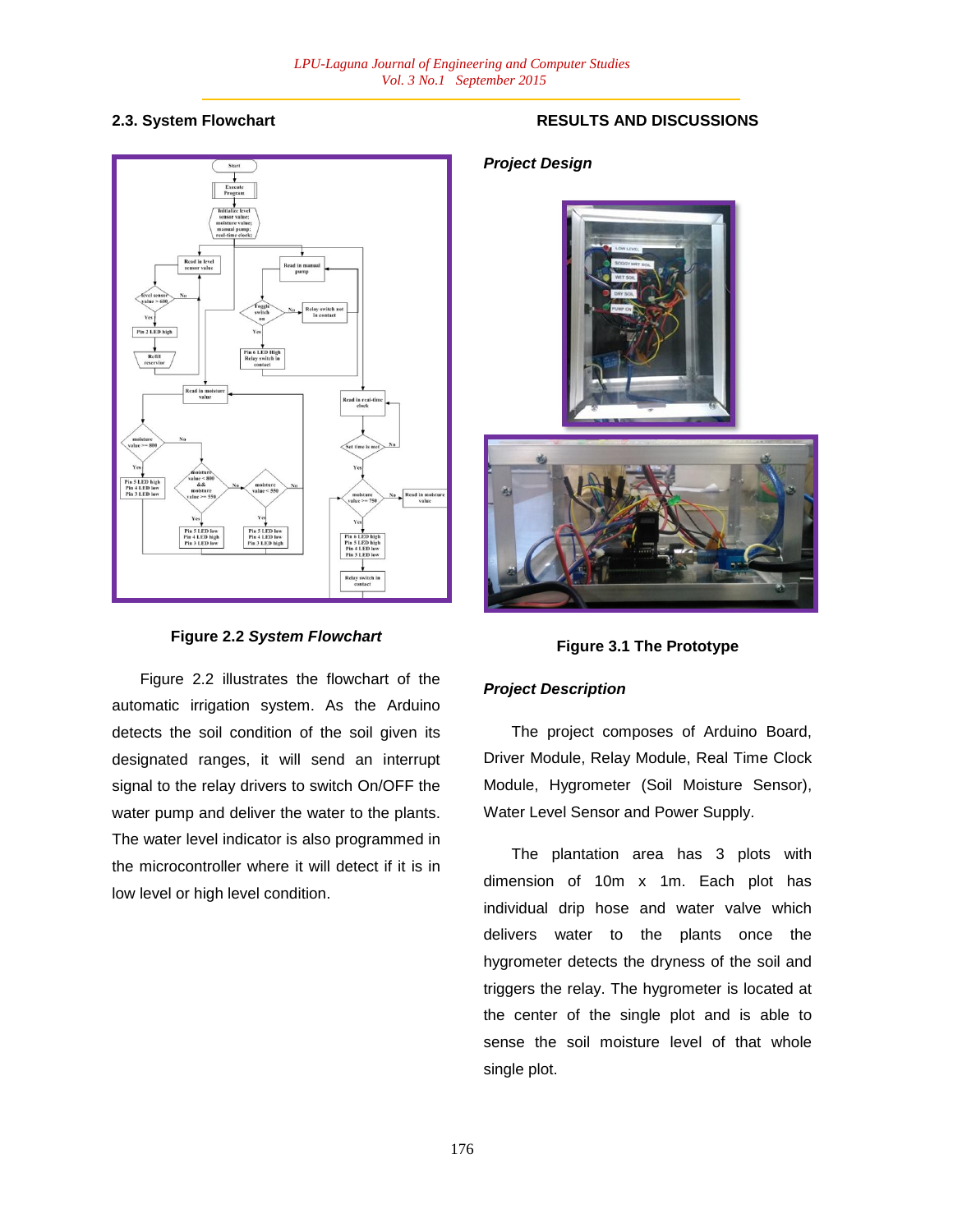## 2.3. System Flowchart

**Figure 2.2** ***System Flowchart***

Figure 2.2 illustrates the flowchart of the automatic irrigation system. As the Arduino detects the soil condition of the soil given its designated ranges, it will send an interrupt signal to the relay drivers to switch On/OFF the water pump and deliver the water to the plants. The water level indicator is also programmed in the microcontroller where it will detect if it is in low level or high level condition.

## RESULTS AND DISCUSSIONS

### *Project Design*

**Figure 3.1 The Prototype**

### *Project Description*

The project composes of Arduino Board, Driver Module, Relay Module, Real Time Clock Module, Hygrometer (Soil Moisture Sensor), Water Level Sensor and Power Supply.

The plantation area has 3 plots with dimension of 10m x 1m. Each plot has individual drip hose and water valve which delivers water to the plants once the hygrometer detects the dryness of the soil and triggers the relay. The hygrometer is located at the center of the single plot and is able to sense the soil moisture level of that whole single plot.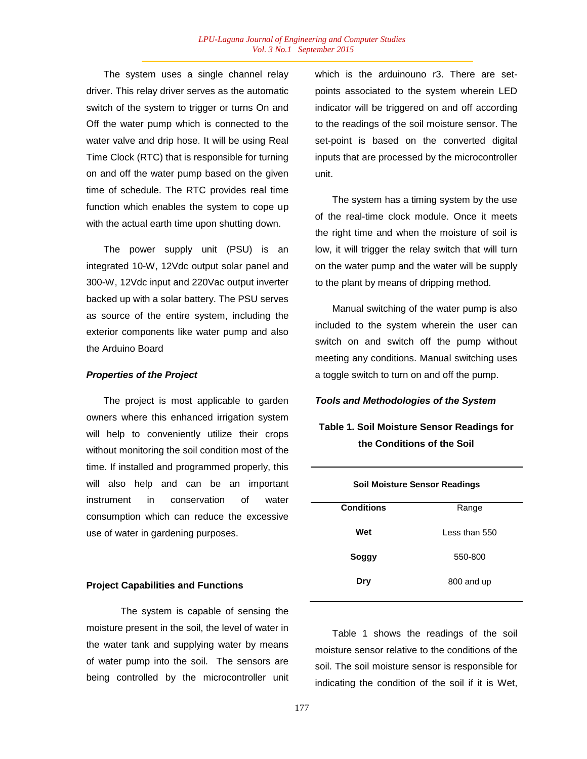The system uses a single channel relay driver. This relay driver serves as the automatic switch of the system to trigger or turns On and Off the water pump which is connected to the water valve and drip hose. It will be using Real Time Clock (RTC) that is responsible for turning on and off the water pump based on the given time of schedule. The RTC provides real time function which enables the system to cope up with the actual earth time upon shutting down.

The power supply unit (PSU) is an integrated 10-W, 12Vdc output solar panel and 300-W, 12Vdc input and 220Vac output inverter backed up with a solar battery. The PSU serves as source of the entire system, including the exterior components like water pump and also the Arduino Board

***Properties of the Project***

The project is most applicable to garden owners where this enhanced irrigation system will help to conveniently utilize their crops without monitoring the soil condition most of the time. If installed and programmed properly, this will also help and can be an important instrument in conservation of water consumption which can reduce the excessive use of water in gardening purposes.

**Project Capabilities and Functions**

The system is capable of sensing the moisture present in the soil, the level of water in the water tank and supplying water by means of water pump into the soil. The sensors are being controlled by the microcontroller unit which is the arduinouno r3. There are set-points associated to the system wherein LED indicator will be triggered on and off according to the readings of the soil moisture sensor. The set-point is based on the converted digital inputs that are processed by the microcontroller unit.

The system has a timing system by the use of the real-time clock module. Once it meets the right time and when the moisture of soil is low, it will trigger the relay switch that will turn on the water pump and the water will be supply to the plant by means of dripping method.

Manual switching of the water pump is also included to the system wherein the user can switch on and switch off the pump without meeting any conditions. Manual switching uses a toggle switch to turn on and off the pump.

***Tools and Methodologies of the System***

**Table 1. Soil Moisture Sensor Readings for the Conditions of the Soil**

| **Soil Moisture Sensor Readings** | |
|---|---|
| **Conditions** | Range |
| **Wet** | Less than 550 |
| **Soggy** | 550-800 |
| **Dry** | 800 and up |

Table 1 shows the readings of the soil moisture sensor relative to the conditions of the soil. The soil moisture sensor is responsible for indicating the condition of the soil if it is Wet,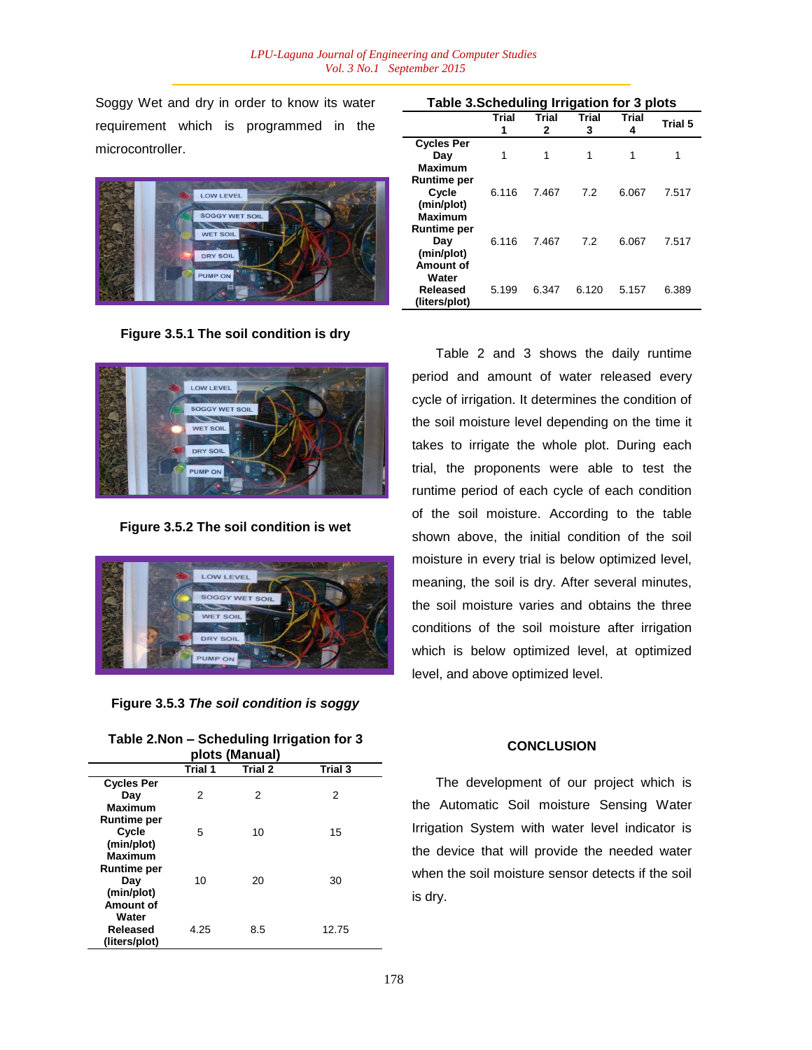Soggy Wet and dry in order to know its water requirement which is programmed in the microcontroller.

Figure 3.5.1 The soil condition is dry

Figure 3.5.2 The soil condition is wet

Figure 3.5.3 *The soil condition is soggy*

Table 2.Non – Scheduling Irrigation for 3 plots (Manual)

| | Trial 1 | Trial 2 | Trial 3 |
|---|---|---|---|
| Cycles Per Day | 2 | 2 | 2 |
| Maximum Runtime per Cycle (min/plot) | 5 | 10 | 15 |
| Maximum Runtime per Day (min/plot) | 10 | 20 | 30 |
| Amount of Water Released (liters/plot) | 4.25 | 8.5 | 12.75 |

Table 3.Scheduling Irrigation for 3 plots

| | Trial 1 | Trial 2 | Trial 3 | Trial 4 | Trial 5 |
|---|---|---|---|---|---|
| Cycles Per Day | 1 | 1 | 1 | 1 | 1 |
| Maximum Runtime per Cycle (min/plot) | 6.116 | 7.467 | 7.2 | 6.067 | 7.517 |
| Maximum Runtime per Day (min/plot) | 6.116 | 7.467 | 7.2 | 6.067 | 7.517 |
| Amount of Water Released (liters/plot) | 5.199 | 6.347 | 6.120 | 5.157 | 6.389 |

Table 2 and 3 shows the daily runtime period and amount of water released every cycle of irrigation. It determines the condition of the soil moisture level depending on the time it takes to irrigate the whole plot. During each trial, the proponents were able to test the runtime period of each cycle of each condition of the soil moisture. According to the table shown above, the initial condition of the soil moisture in every trial is below optimized level, meaning, the soil is dry. After several minutes, the soil moisture varies and obtains the three conditions of the soil moisture after irrigation which is below optimized level, at optimized level, and above optimized level.

## CONCLUSION

The development of our project which is the Automatic Soil moisture Sensing Water Irrigation System with water level indicator is the device that will provide the needed water when the soil moisture sensor detects if the soil is dry.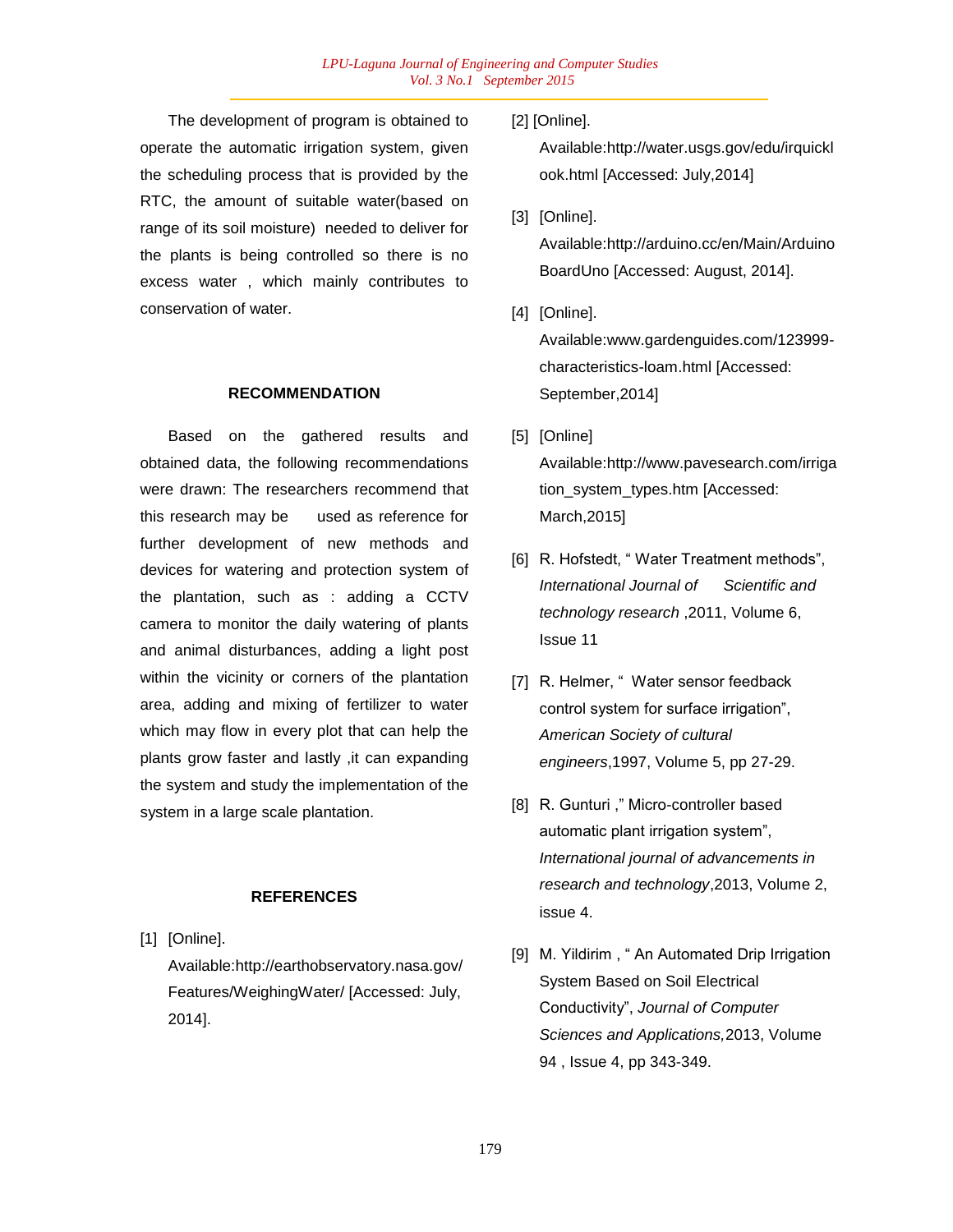The development of program is obtained to operate the automatic irrigation system, given the scheduling process that is provided by the RTC, the amount of suitable water(based on range of its soil moisture) needed to deliver for the plants is being controlled so there is no excess water , which mainly contributes to conservation of water.

## RECOMMENDATION

Based on the gathered results and obtained data, the following recommendations were drawn: The researchers recommend that this research may be used as reference for further development of new methods and devices for watering and protection system of the plantation, such as : adding a CCTV camera to monitor the daily watering of plants and animal disturbances, adding a light post within the vicinity or corners of the plantation area, adding and mixing of fertilizer to water which may flow in every plot that can help the plants grow faster and lastly ,it can expanding the system and study the implementation of the system in a large scale plantation.

## REFERENCES

[1] [Online]. Available:http://earthobservatory.nasa.gov/Features/WeighingWater/ [Accessed: July, 2014].

[2] [Online]. Available:http://water.usgs.gov/edu/irquicklook.html [Accessed: July,2014]

[3] [Online]. Available:http://arduino.cc/en/Main/ArduinoBoardUno [Accessed: August, 2014].

[4] [Online]. Available:www.gardenguides.com/123999-characteristics-loam.html [Accessed: September,2014]

[5] [Online] Available:http://www.pavesearch.com/irrigation_system_types.htm [Accessed: March,2015]

[6] R. Hofstedt, " Water Treatment methods", *International Journal of Scientific and technology research* ,2011, Volume 6, Issue 11

[7] R. Helmer, " Water sensor feedback control system for surface irrigation", *American Society of cultural engineers*,1997, Volume 5, pp 27-29.

[8] R. Gunturi ," Micro-controller based automatic plant irrigation system", *International journal of advancements in research and technology*,2013, Volume 2, issue 4.

[9] M. Yildirim , " An Automated Drip Irrigation System Based on Soil Electrical Conductivity", *Journal of Computer Sciences and Applications,*2013, Volume 94 , Issue 4, pp 343-349.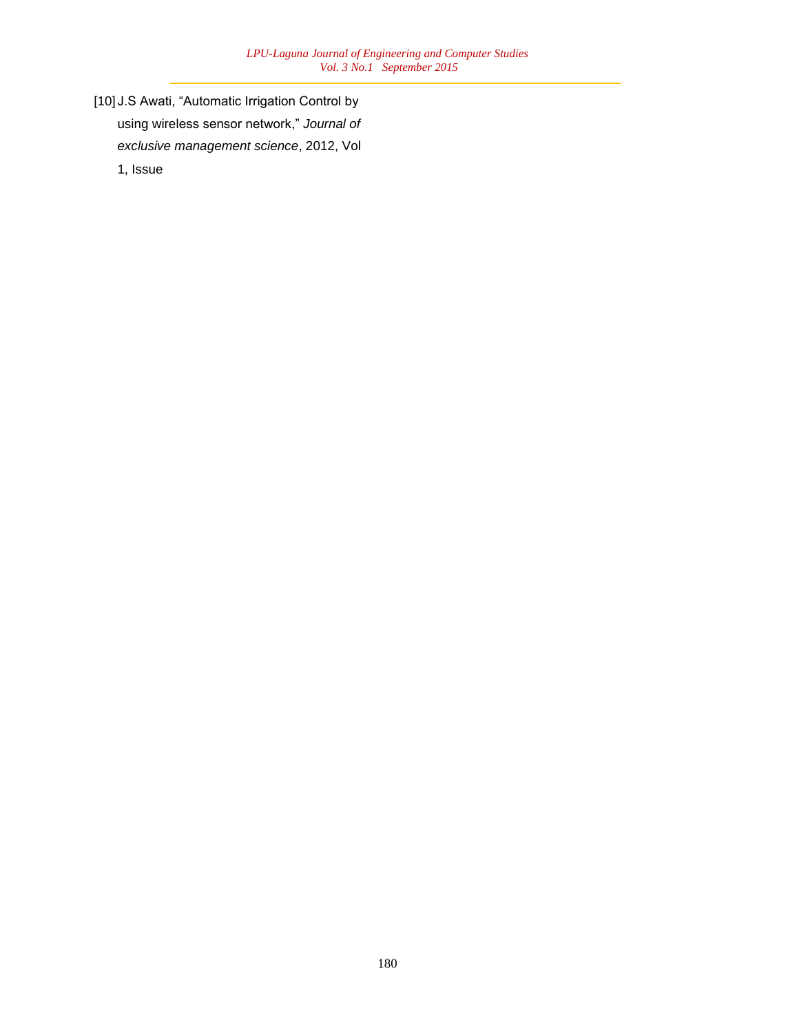[10] J.S Awati, "Automatic Irrigation Control by using wireless sensor network," *Journal of exclusive management science*, 2012, Vol 1, Issue